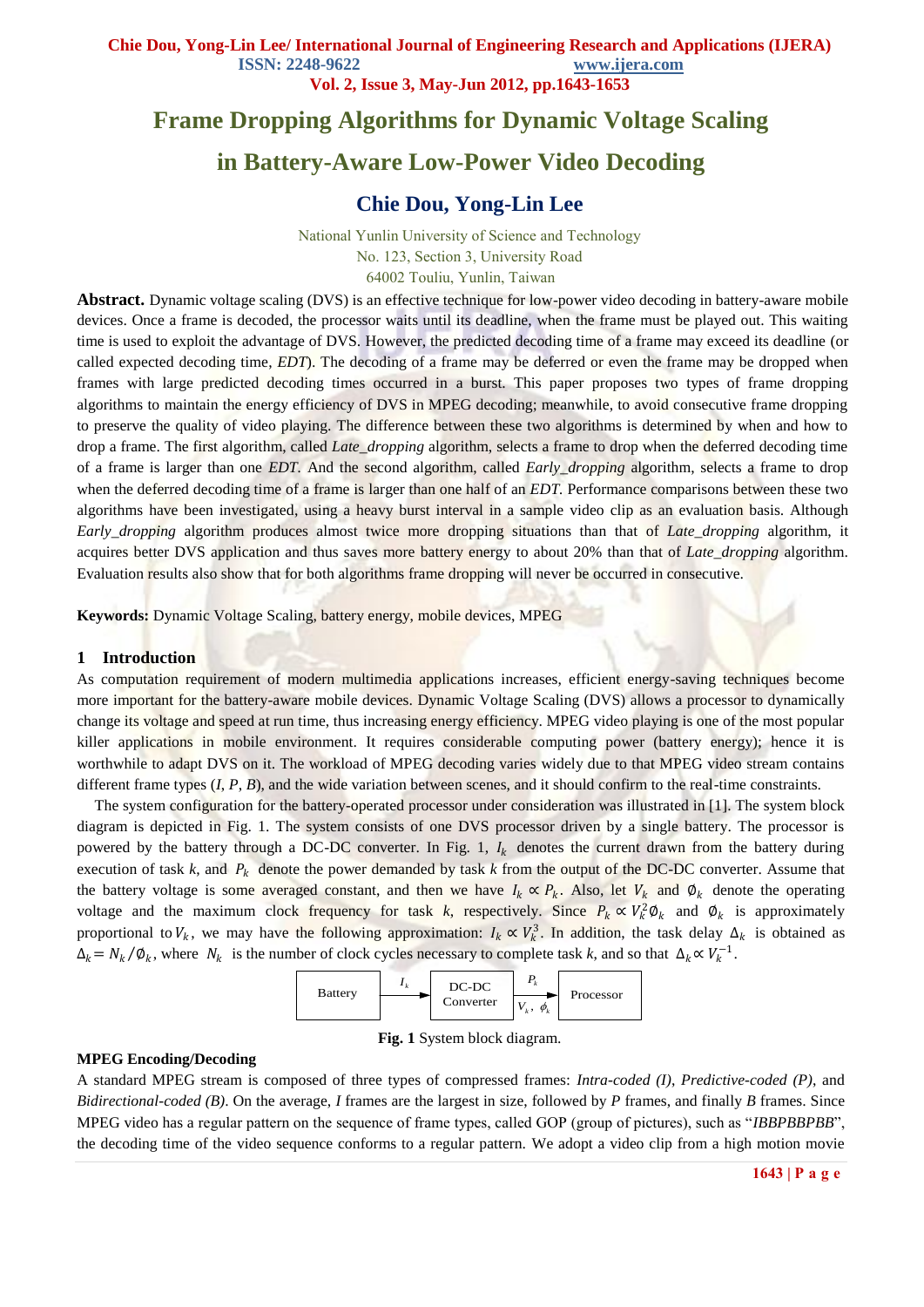# Frame Dropping Algorithms for Dynamic Voltage Scaling in Battery-Aware Low-Power Video Decoding

## Chie Dou, Yong-Lin Lee

National Yunlin University of Science and Technology
No. 123, Section 3, University Road
64002 Touliu, Yunlin, Taiwan

**Abstract.** Dynamic voltage scaling (DVS) is an effective technique for low-power video decoding in battery-aware mobile devices. Once a frame is decoded, the processor waits until its deadline, when the frame must be played out. This waiting time is used to exploit the advantage of DVS. However, the predicted decoding time of a frame may exceed its deadline (or called expected decoding time, *EDT*). The decoding of a frame may be deferred or even the frame may be dropped when frames with large predicted decoding times occurred in a burst. This paper proposes two types of frame dropping algorithms to maintain the energy efficiency of DVS in MPEG decoding; meanwhile, to avoid consecutive frame dropping to preserve the quality of video playing. The difference between these two algorithms is determined by when and how to drop a frame. The first algorithm, called *Late_dropping* algorithm, selects a frame to drop when the deferred decoding time of a frame is larger than one *EDT*. And the second algorithm, called *Early_dropping* algorithm, selects a frame to drop when the deferred decoding time of a frame is larger than one half of an *EDT*. Performance comparisons between these two algorithms have been investigated, using a heavy burst interval in a sample video clip as an evaluation basis. Although *Early_dropping* algorithm produces almost twice more dropping situations than that of *Late_dropping* algorithm, it acquires better DVS application and thus saves more battery energy to about 20% than that of *Late_dropping* algorithm. Evaluation results also show that for both algorithms frame dropping will never be occurred in consecutive.

**Keywords:** Dynamic Voltage Scaling, battery energy, mobile devices, MPEG

## 1 Introduction

As computation requirement of modern multimedia applications increases, efficient energy-saving techniques become more important for the battery-aware mobile devices. Dynamic Voltage Scaling (DVS) allows a processor to dynamically change its voltage and speed at run time, thus increasing energy efficiency. MPEG video playing is one of the most popular killer applications in mobile environment. It requires considerable computing power (battery energy); hence it is worthwhile to adapt DVS on it. The workload of MPEG decoding varies widely due to that MPEG video stream contains different frame types (*I*, *P*, *B*), and the wide variation between scenes, and it should confirm to the real-time constraints.

The system configuration for the battery-operated processor under consideration was illustrated in [1]. The system block diagram is depicted in Fig. 1. The system consists of one DVS processor driven by a single battery. The processor is powered by the battery through a DC-DC converter. In Fig. 1, $I_k$ denotes the current drawn from the battery during execution of task *k*, and $P_k$ denote the power demanded by task *k* from the output of the DC-DC converter. Assume that the battery voltage is some averaged constant, and then we have $I_k \propto P_k$. Also, let $V_k$ and $\emptyset_k$ denote the operating voltage and the maximum clock frequency for task *k*, respectively. Since $P_k \propto V_k^2 \emptyset_k$ and $\emptyset_k$ is approximately proportional to $V_k$, we may have the following approximation: $I_k \propto V_k^3$. In addition, the task delay $\Delta_k$ is obtained as $\Delta_k = N_k / \emptyset_k$, where $N_k$ is the number of clock cycles necessary to complete task *k*, and so that $\Delta_k \propto V_k^{-1}$.

Battery → ($I_k$) → DC-DC Converter → ($P_k$; $V_k$, $\phi_k$) → Processor

**Fig. 1** System block diagram.

### MPEG Encoding/Decoding

A standard MPEG stream is composed of three types of compressed frames: *Intra-coded (I)*, *Predictive-coded (P)*, and *Bidirectional-coded (B)*. On the average, *I* frames are the largest in size, followed by *P* frames, and finally *B* frames. Since MPEG video has a regular pattern on the sequence of frame types, called GOP (group of pictures), such as "*IBBPBBPBB*", the decoding time of the video sequence conforms to a regular pattern. We adopt a video clip from a high motion movie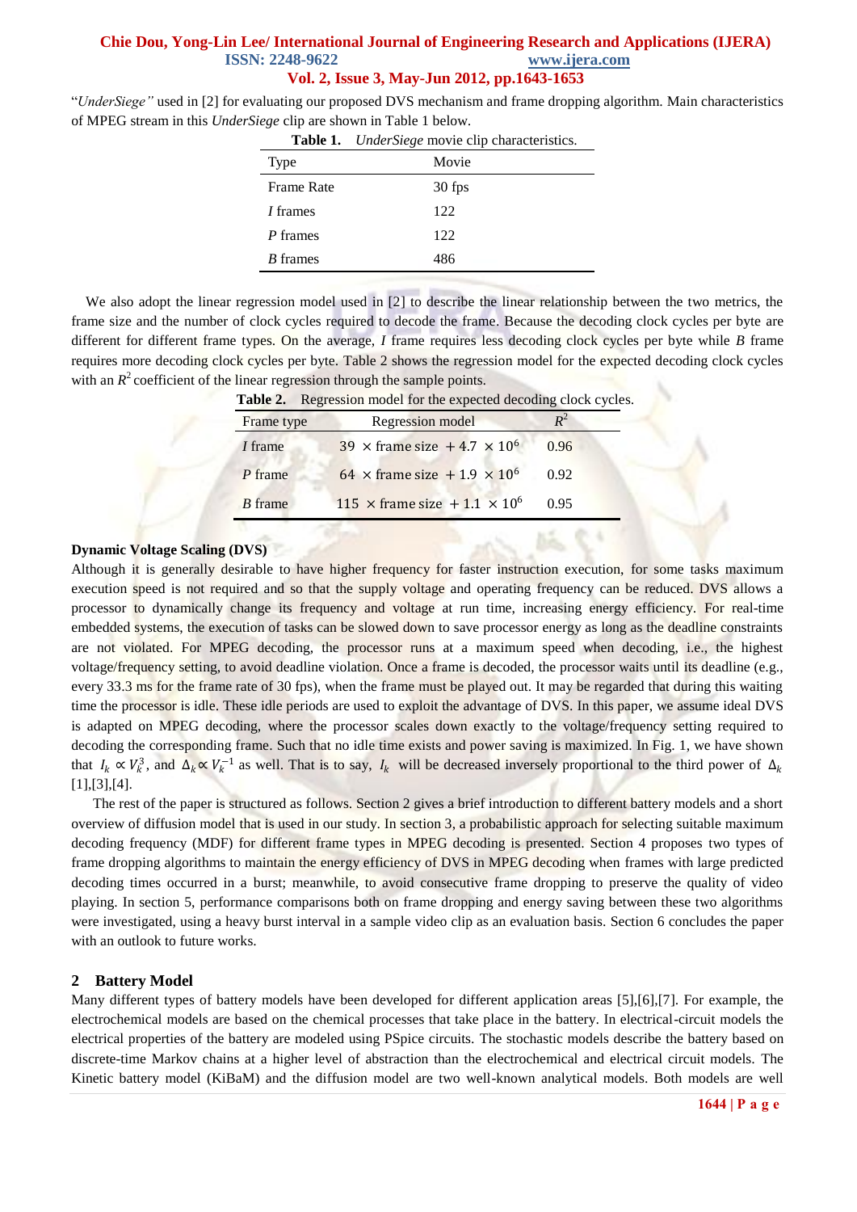"*UnderSiege"* used in [2] for evaluating our proposed DVS mechanism and frame dropping algorithm. Main characteristics of MPEG stream in this *UnderSiege* clip are shown in Table 1 below.

**Table 1.** *UnderSiege* movie clip characteristics.

| Type | Movie |
|---|---|
| Frame Rate | 30 fps |
| *I* frames | 122 |
| *P* frames | 122 |
| *B* frames | 486 |

We also adopt the linear regression model used in [2] to describe the linear relationship between the two metrics, the frame size and the number of clock cycles required to decode the frame. Because the decoding clock cycles per byte are different for different frame types. On the average, *I* frame requires less decoding clock cycles per byte while *B* frame requires more decoding clock cycles per byte. Table 2 shows the regression model for the expected decoding clock cycles with an $R^2$ coefficient of the linear regression through the sample points.

**Table 2.** Regression model for the expected decoding clock cycles.

| Frame type | Regression model | $R^2$ |
|---|---|---|
| *I* frame | $39 \times \text{frame size} + 4.7 \times 10^6$ | 0.96 |
| *P* frame | $64 \times \text{frame size} + 1.9 \times 10^6$ | 0.92 |
| *B* frame | $115 \times \text{frame size} + 1.1 \times 10^6$ | 0.95 |

**Dynamic Voltage Scaling (DVS)**

Although it is generally desirable to have higher frequency for faster instruction execution, for some tasks maximum execution speed is not required and so that the supply voltage and operating frequency can be reduced. DVS allows a processor to dynamically change its frequency and voltage at run time, increasing energy efficiency. For real-time embedded systems, the execution of tasks can be slowed down to save processor energy as long as the deadline constraints are not violated. For MPEG decoding, the processor runs at a maximum speed when decoding, i.e., the highest voltage/frequency setting, to avoid deadline violation. Once a frame is decoded, the processor waits until its deadline (e.g., every 33.3 ms for the frame rate of 30 fps), when the frame must be played out. It may be regarded that during this waiting time the processor is idle. These idle periods are used to exploit the advantage of DVS. In this paper, we assume ideal DVS is adapted on MPEG decoding, where the processor scales down exactly to the voltage/frequency setting required to decoding the corresponding frame. Such that no idle time exists and power saving is maximized. In Fig. 1, we have shown that $I_k \propto V_k^3$, and $\Delta_k \propto V_k^{-1}$ as well. That is to say, $I_k$ will be decreased inversely proportional to the third power of $\Delta_k$ [1],[3],[4].

The rest of the paper is structured as follows. Section 2 gives a brief introduction to different battery models and a short overview of diffusion model that is used in our study. In section 3, a probabilistic approach for selecting suitable maximum decoding frequency (MDF) for different frame types in MPEG decoding is presented. Section 4 proposes two types of frame dropping algorithms to maintain the energy efficiency of DVS in MPEG decoding when frames with large predicted decoding times occurred in a burst; meanwhile, to avoid consecutive frame dropping to preserve the quality of video playing. In section 5, performance comparisons both on frame dropping and energy saving between these two algorithms were investigated, using a heavy burst interval in a sample video clip as an evaluation basis. Section 6 concludes the paper with an outlook to future works.

## 2 Battery Model

Many different types of battery models have been developed for different application areas [5],[6],[7]. For example, the electrochemical models are based on the chemical processes that take place in the battery. In electrical-circuit models the electrical properties of the battery are modeled using PSpice circuits. The stochastic models describe the battery based on discrete-time Markov chains at a higher level of abstraction than the electrochemical and electrical circuit models. The Kinetic battery model (KiBaM) and the diffusion model are two well-known analytical models. Both models are well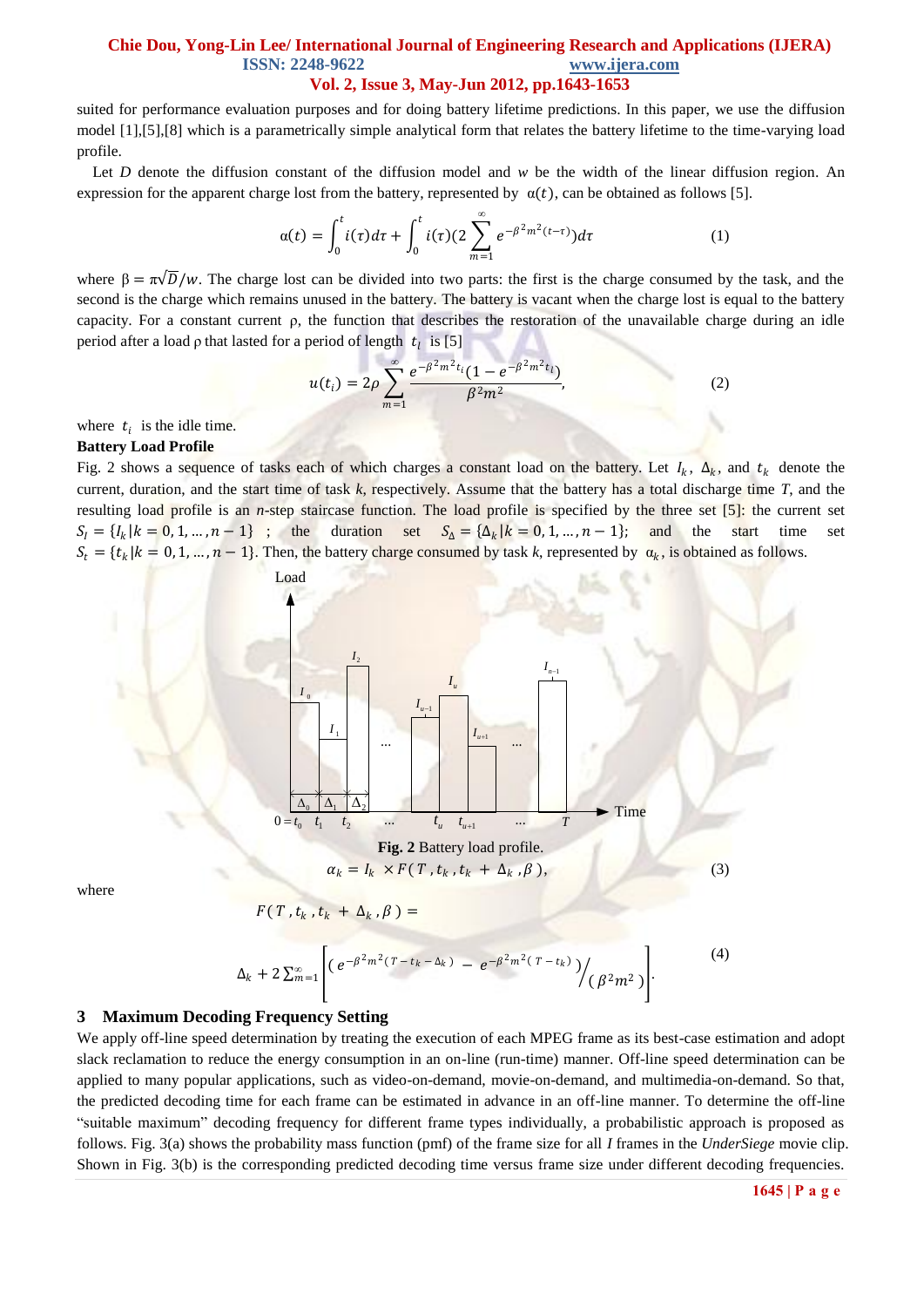suited for performance evaluation purposes and for doing battery lifetime predictions. In this paper, we use the diffusion model [1],[5],[8] which is a parametrically simple analytical form that relates the battery lifetime to the time-varying load profile.

Let $D$ denote the diffusion constant of the diffusion model and $w$ be the width of the linear diffusion region. An expression for the apparent charge lost from the battery, represented by $\alpha(t)$, can be obtained as follows [5].

$$\alpha(t) = \int_0^t i(\tau)d\tau + \int_0^t i(\tau)(2\sum_{m=1}^{\infty} e^{-\beta^2 m^2 (t-\tau)})d\tau \tag{1}$$

where $\beta = \pi\sqrt{D}/w$. The charge lost can be divided into two parts: the first is the charge consumed by the task, and the second is the charge which remains unused in the battery. The battery is vacant when the charge lost is equal to the battery capacity. For a constant current $\rho$, the function that describes the restoration of the unavailable charge during an idle period after a load $\rho$ that lasted for a period of length $t_l$ is [5]

$$u(t_i) = 2\rho \sum_{m=1}^{\infty} \frac{e^{-\beta^2 m^2 t_i}(1-e^{-\beta^2 m^2 t_l})}{\beta^2 m^2}, \tag{2}$$

where $t_i$ is the idle time.

**Battery Load Profile**

Fig. 2 shows a sequence of tasks each of which charges a constant load on the battery. Let $I_k$, $\Delta_k$, and $t_k$ denote the current, duration, and the start time of task $k$, respectively. Assume that the battery has a total discharge time $T$, and the resulting load profile is an $n$-step staircase function. The load profile is specified by the three set [5]: the current set $S_I = \{I_k | k = 0, 1, \ldots, n-1\}$ ; the duration set $S_\Delta = \{\Delta_k | k = 0, 1, \ldots, n-1\}$; and the start time set $S_t = \{t_k | k = 0, 1, \ldots, n-1\}$. Then, the battery charge consumed by task $k$, represented by $\alpha_k$, is obtained as follows.

**Fig. 2** Battery load profile.

$$\alpha_k = I_k \times F(T, t_k, t_k + \Delta_k, \beta), \tag{3}$$

where

$$F(T, t_k, t_k + \Delta_k, \beta) = \Delta_k + 2\sum_{m=1}^{\infty}\left[\left(e^{-\beta^2 m^2 (T - t_k - \Delta_k)} - e^{-\beta^2 m^2 (T - t_k)}\right) / (\beta^2 m^2)\right]. \tag{4}$$

## 3 Maximum Decoding Frequency Setting

We apply off-line speed determination by treating the execution of each MPEG frame as its best-case estimation and adopt slack reclamation to reduce the energy consumption in an on-line (run-time) manner. Off-line speed determination can be applied to many popular applications, such as video-on-demand, movie-on-demand, and multimedia-on-demand. So that, the predicted decoding time for each frame can be estimated in advance in an off-line manner. To determine the off-line "suitable maximum" decoding frequency for different frame types individually, a probabilistic approach is proposed as follows. Fig. 3(a) shows the probability mass function (pmf) of the frame size for all *I* frames in the *UnderSiege* movie clip. Shown in Fig. 3(b) is the corresponding predicted decoding time versus frame size under different decoding frequencies.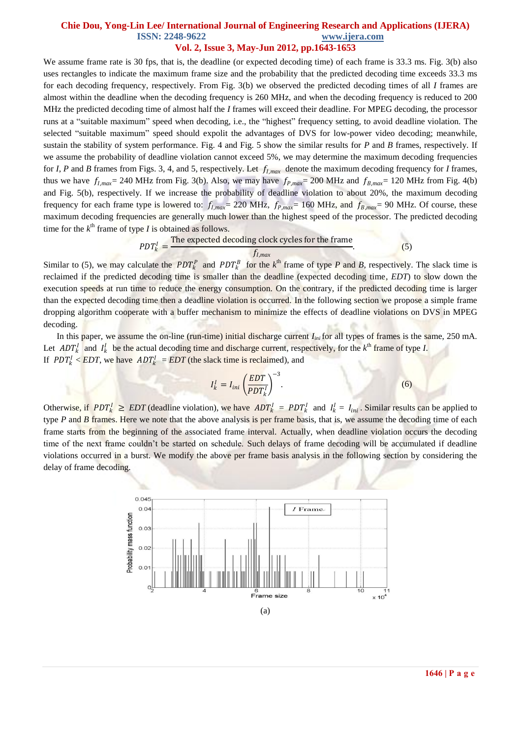We assume frame rate is 30 fps, that is, the deadline (or expected decoding time) of each frame is 33.3 ms. Fig. 3(b) also uses rectangles to indicate the maximum frame size and the probability that the predicted decoding time exceeds 33.3 ms for each decoding frequency, respectively. From Fig. 3(b) we observed the predicted decoding times of all *I* frames are almost within the deadline when the decoding frequency is 260 MHz, and when the decoding frequency is reduced to 200 MHz the predicted decoding time of almost half the *I* frames will exceed their deadline. For MPEG decoding, the processor runs at a "suitable maximum" speed when decoding, i.e., the "highest" frequency setting, to avoid deadline violation. The selected "suitable maximum" speed should expolit the advantages of DVS for low-power video decoding; meanwhile, sustain the stability of system performance. Fig. 4 and Fig. 5 show the similar results for *P* and *B* frames, respectively. If we assume the probability of deadline violation cannot exceed 5%, we may determine the maximum decoding frequencies for *I*, *P* and *B* frames from Figs. 3, 4, and 5, respectively. Let $f_{I,max}$ denote the maximum decoding frequency for *I* frames, thus we have $f_{I,max}$= 240 MHz from Fig. 3(b). Also, we may have $f_{P,max}$= 200 MHz and $f_{B,max}$= 120 MHz from Fig. 4(b) and Fig. 5(b), respectively. If we increase the probability of deadline violation to about 20%, the maximum decoding frequency for each frame type is lowered to: $f_{I,max}$= 220 MHz, $f_{P,max}$= 160 MHz, and $f_{B,max}$= 90 MHz. Of course, these maximum decoding frequencies are generally much lower than the highest speed of the processor. The predicted decoding time for the $k^{th}$ frame of type *I* is obtained as follows.

$$PDT_k^I = \frac{\text{The expected decoding clock cycles for the frame}}{f_{I,max}}. \tag{5}$$

Similar to (5), we may calculate the $PDT_k^P$ and $PDT_k^B$ for the $k^{th}$ frame of type *P* and *B*, respectively. The slack time is reclaimed if the predicted decoding time is smaller than the deadline (expected decoding time, *EDT*) to slow down the execution speeds at run time to reduce the energy consumption. On the contrary, if the predicted decoding time is larger than the expected decoding time then a deadline violation is occurred. In the following section we propose a simple frame dropping algorithm cooperate with a buffer mechanism to minimize the effects of deadline violations on DVS in MPEG decoding.

In this paper, we assume the on-line (run-time) initial discharge current $I_{ini}$ for all types of frames is the same, 250 mA. Let $ADT_k^I$ and $I_k^I$ be the actual decoding time and discharge current, respectively, for the $k^{th}$ frame of type *I*.
If $PDT_k^I < EDT$, we have $ADT_k^I = EDT$ (the slack time is reclaimed), and

$$I_k^I = I_{ini}\left(\frac{EDT}{PDT_k^I}\right)^{-3}. \tag{6}$$

Otherwise, if $PDT_k^I \geq EDT$ (deadline violation), we have $ADT_k^I = PDT_k^I$ and $I_k^I = I_{ini}$. Similar results can be applied to type *P* and *B* frames. Here we note that the above analysis is per frame basis, that is, we assume the decoding time of each frame starts from the beginning of the associated frame interval. Actually, when deadline violation occurs the decoding time of the next frame couldn't be started on schedule. Such delays of frame decoding will be accumulated if deadline violations occurred in a burst. We modify the above per frame basis analysis in the following section by considering the delay of frame decoding.

(a)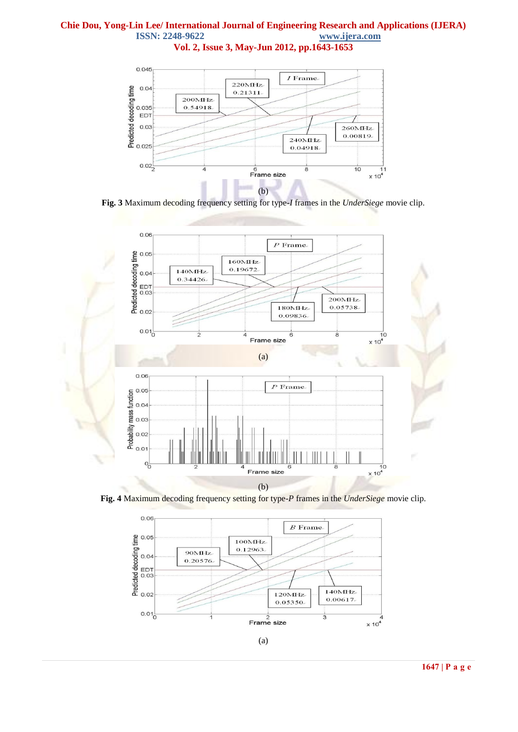(b)

**Fig. 3** Maximum decoding frequency setting for type-*I* frames in the *UnderSiege* movie clip.

(a)

(b)

**Fig. 4** Maximum decoding frequency setting for type-*P* frames in the *UnderSiege* movie clip.

(a)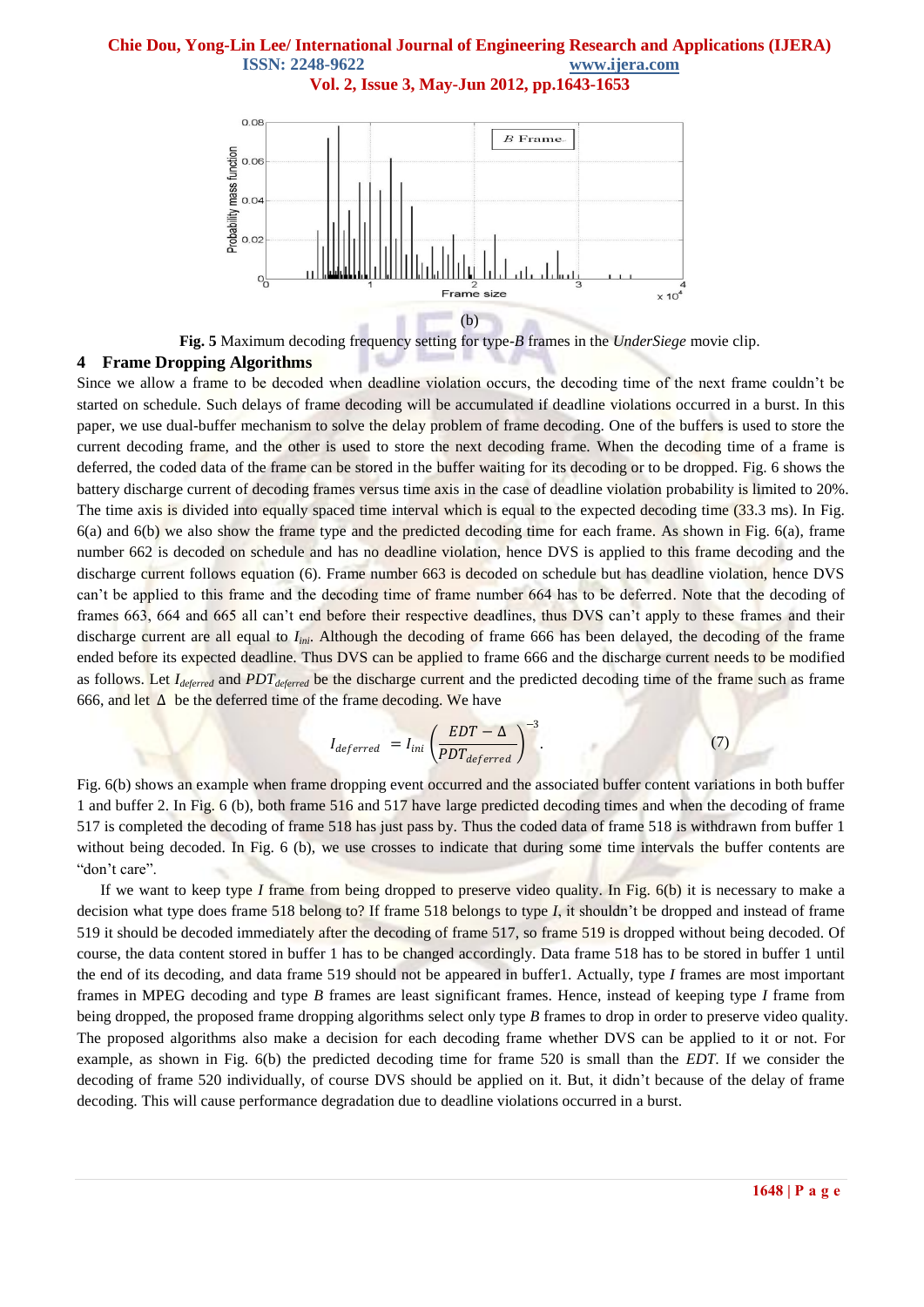(b)

**Fig. 5** Maximum decoding frequency setting for type-*B* frames in the *UnderSiege* movie clip.

## 4 Frame Dropping Algorithms

Since we allow a frame to be decoded when deadline violation occurs, the decoding time of the next frame couldn't be started on schedule. Such delays of frame decoding will be accumulated if deadline violations occurred in a burst. In this paper, we use dual-buffer mechanism to solve the delay problem of frame decoding. One of the buffers is used to store the current decoding frame, and the other is used to store the next decoding frame. When the decoding time of a frame is deferred, the coded data of the frame can be stored in the buffer waiting for its decoding or to be dropped. Fig. 6 shows the battery discharge current of decoding frames versus time axis in the case of deadline violation probability is limited to 20%. The time axis is divided into equally spaced time interval which is equal to the expected decoding time (33.3 ms). In Fig. 6(a) and 6(b) we also show the frame type and the predicted decoding time for each frame. As shown in Fig. 6(a), frame number 662 is decoded on schedule and has no deadline violation, hence DVS is applied to this frame decoding and the discharge current follows equation (6). Frame number 663 is decoded on schedule but has deadline violation, hence DVS can't be applied to this frame and the decoding time of frame number 664 has to be deferred. Note that the decoding of frames 663, 664 and 665 all can't end before their respective deadlines, thus DVS can't apply to these frames and their discharge current are all equal to $I_{ini}$. Although the decoding of frame 666 has been delayed, the decoding of the frame ended before its expected deadline. Thus DVS can be applied to frame 666 and the discharge current needs to be modified as follows. Let $I_{deferred}$ and $PDT_{deferred}$ be the discharge current and the predicted decoding time of the frame such as frame 666, and let $\Delta$ be the deferred time of the frame decoding. We have

$$I_{deferred} = I_{ini}\left(\frac{EDT - \Delta}{PDT_{deferred}}\right)^{-3}. \tag{7}$$

Fig. 6(b) shows an example when frame dropping event occurred and the associated buffer content variations in both buffer 1 and buffer 2. In Fig. 6 (b), both frame 516 and 517 have large predicted decoding times and when the decoding of frame 517 is completed the decoding of frame 518 has just pass by. Thus the coded data of frame 518 is withdrawn from buffer 1 without being decoded. In Fig. 6 (b), we use crosses to indicate that during some time intervals the buffer contents are "don't care".

If we want to keep type *I* frame from being dropped to preserve video quality. In Fig. 6(b) it is necessary to make a decision what type does frame 518 belong to? If frame 518 belongs to type *I*, it shouldn't be dropped and instead of frame 519 it should be decoded immediately after the decoding of frame 517, so frame 519 is dropped without being decoded. Of course, the data content stored in buffer 1 has to be changed accordingly. Data frame 518 has to be stored in buffer 1 until the end of its decoding, and data frame 519 should not be appeared in buffer1. Actually, type *I* frames are most important frames in MPEG decoding and type *B* frames are least significant frames. Hence, instead of keeping type *I* frame from being dropped, the proposed frame dropping algorithms select only type *B* frames to drop in order to preserve video quality. The proposed algorithms also make a decision for each decoding frame whether DVS can be applied to it or not. For example, as shown in Fig. 6(b) the predicted decoding time for frame 520 is small than the *EDT*. If we consider the decoding of frame 520 individually, of course DVS should be applied on it. But, it didn't because of the delay of frame decoding. This will cause performance degradation due to deadline violations occurred in a burst.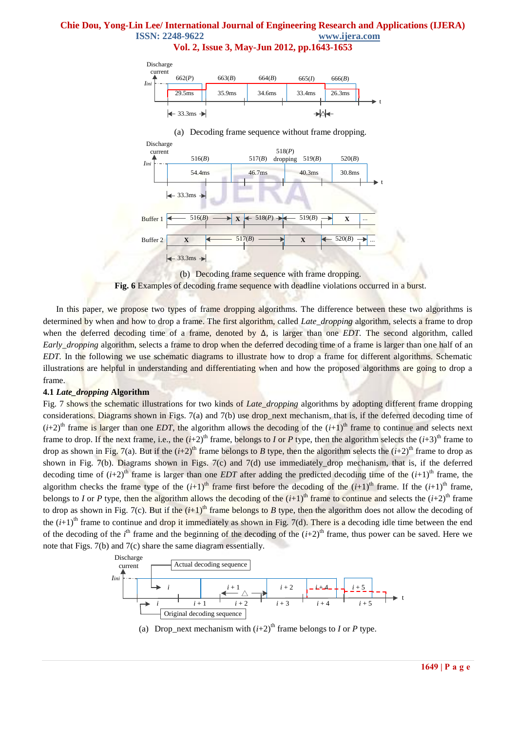(a) Decoding frame sequence without frame dropping.

(b) Decoding frame sequence with frame dropping.

**Fig. 6** Examples of decoding frame sequence with deadline violations occurred in a burst.

In this paper, we propose two types of frame dropping algorithms. The difference between these two algorithms is determined by when and how to drop a frame. The first algorithm, called *Late_dropping* algorithm, selects a frame to drop when the deferred decoding time of a frame, denoted by Δ, is larger than one *EDT.* The second algorithm, called *Early_dropping* algorithm, selects a frame to drop when the deferred decoding time of a frame is larger than one half of an *EDT.* In the following we use schematic diagrams to illustrate how to drop a frame for different algorithms. Schematic illustrations are helpful in understanding and differentiating when and how the proposed algorithms are going to drop a frame.

### 4.1 *Late_dropping* Algorithm

Fig. 7 shows the schematic illustrations for two kinds of *Late_dropping* algorithms by adopting different frame dropping considerations. Diagrams shown in Figs. 7(a) and 7(b) use drop_next mechanism, that is, if the deferred decoding time of $(i+2)^{th}$ frame is larger than one *EDT*, the algorithm allows the decoding of the $(i+1)^{th}$ frame to continue and selects next frame to drop. If the next frame, i.e., the $(i+2)^{th}$ frame, belongs to *I* or *P* type, then the algorithm selects the $(i+3)^{th}$ frame to drop as shown in Fig. 7(a). But if the $(i+2)^{th}$ frame belongs to *B* type, then the algorithm selects the $(i+2)^{th}$ frame to drop as shown in Fig. 7(b). Diagrams shown in Figs. 7(c) and 7(d) use immediately_drop mechanism, that is, if the deferred decoding time of $(i+2)^{th}$ frame is larger than one *EDT* after adding the predicted decoding time of the $(i+1)^{th}$ frame, the algorithm checks the frame type of the $(i+1)^{th}$ frame first before the decoding of the $(i+1)^{th}$ frame. If the $(i+1)^{th}$ frame, belongs to *I* or *P* type, then the algorithm allows the decoding of the $(i+1)^{th}$ frame to continue and selects the $(i+2)^{th}$ frame to drop as shown in Fig. 7(c). But if the $(i+1)^{th}$ frame belongs to *B* type, then the algorithm does not allow the decoding of the $(i+1)^{th}$ frame to continue and drop it immediately as shown in Fig. 7(d). There is a decoding idle time between the end of the decoding of the $i^{th}$ frame and the beginning of the decoding of the $(i+2)^{th}$ frame, thus power can be saved. Here we note that Figs. 7(b) and 7(c) share the same diagram essentially.

(a) Drop_next mechanism with $(i+2)^{th}$ frame belongs to *I* or *P* type.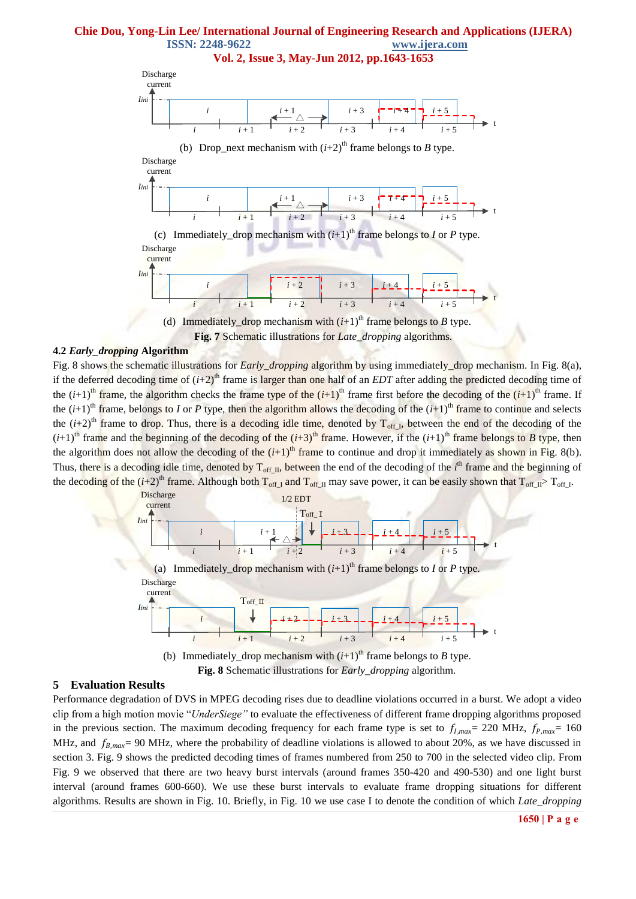(b) Drop_next mechanism with $(i+2)^{th}$ frame belongs to *B* type.

(c) Immediately_drop mechanism with $(i+1)^{th}$ frame belongs to *I* or *P* type.

(d) Immediately_drop mechanism with $(i+1)^{th}$ frame belongs to *B* type.

**Fig. 7** Schematic illustrations for *Late_dropping* algorithms.

### 4.2 *Early_dropping* Algorithm

Fig. 8 shows the schematic illustrations for *Early_dropping* algorithm by using immediately_drop mechanism. In Fig. 8(a), if the deferred decoding time of $(i+2)^{th}$ frame is larger than one half of an *EDT* after adding the predicted decoding time of the $(i+1)^{th}$ frame, the algorithm checks the frame type of the $(i+1)^{th}$ frame first before the decoding of the $(i+1)^{th}$ frame. If the $(i+1)^{th}$ frame, belongs to *I* or *P* type, then the algorithm allows the decoding of the $(i+1)^{th}$ frame to continue and selects the $(i+2)^{th}$ frame to drop. Thus, there is a decoding idle time, denoted by $T_{off\_I}$, between the end of the decoding of the $(i+1)^{th}$ frame and the beginning of the decoding of the $(i+3)^{th}$ frame. However, if the $(i+1)^{th}$ frame belongs to *B* type, then the algorithm does not allow the decoding of the $(i+1)^{th}$ frame to continue and drop it immediately as shown in Fig. 8(b). Thus, there is a decoding idle time, denoted by $T_{off\_II}$, between the end of the decoding of the $i^{th}$ frame and the beginning of the decoding of the $(i+2)^{th}$ frame. Although both $T_{off\_I}$ and $T_{off\_II}$ may save power, it can be easily shown that $T_{off\_II} > T_{off\_I}$.

(a) Immediately_drop mechanism with $(i+1)^{th}$ frame belongs to *I* or *P* type.

(b) Immediately_drop mechanism with $(i+1)^{th}$ frame belongs to *B* type.

**Fig. 8** Schematic illustrations for *Early_dropping* algorithm.

## 5 Evaluation Results

Performance degradation of DVS in MPEG decoding rises due to deadline violations occurred in a burst. We adopt a video clip from a high motion movie "*UnderSiege"* to evaluate the effectiveness of different frame dropping algorithms proposed in the previous section. The maximum decoding frequency for each frame type is set to $f_{I,max}$= 220 MHz, $f_{P,max}$= 160 MHz, and $f_{B,max}$= 90 MHz, where the probability of deadline violations is allowed to about 20%, as we have discussed in section 3. Fig. 9 shows the predicted decoding times of frames numbered from 250 to 700 in the selected video clip. From Fig. 9 we observed that there are two heavy burst intervals (around frames 350-420 and 490-530) and one light burst interval (around frames 600-660). We use these burst intervals to evaluate frame dropping situations for different algorithms. Results are shown in Fig. 10. Briefly, in Fig. 10 we use case I to denote the condition of which *Late_dropping*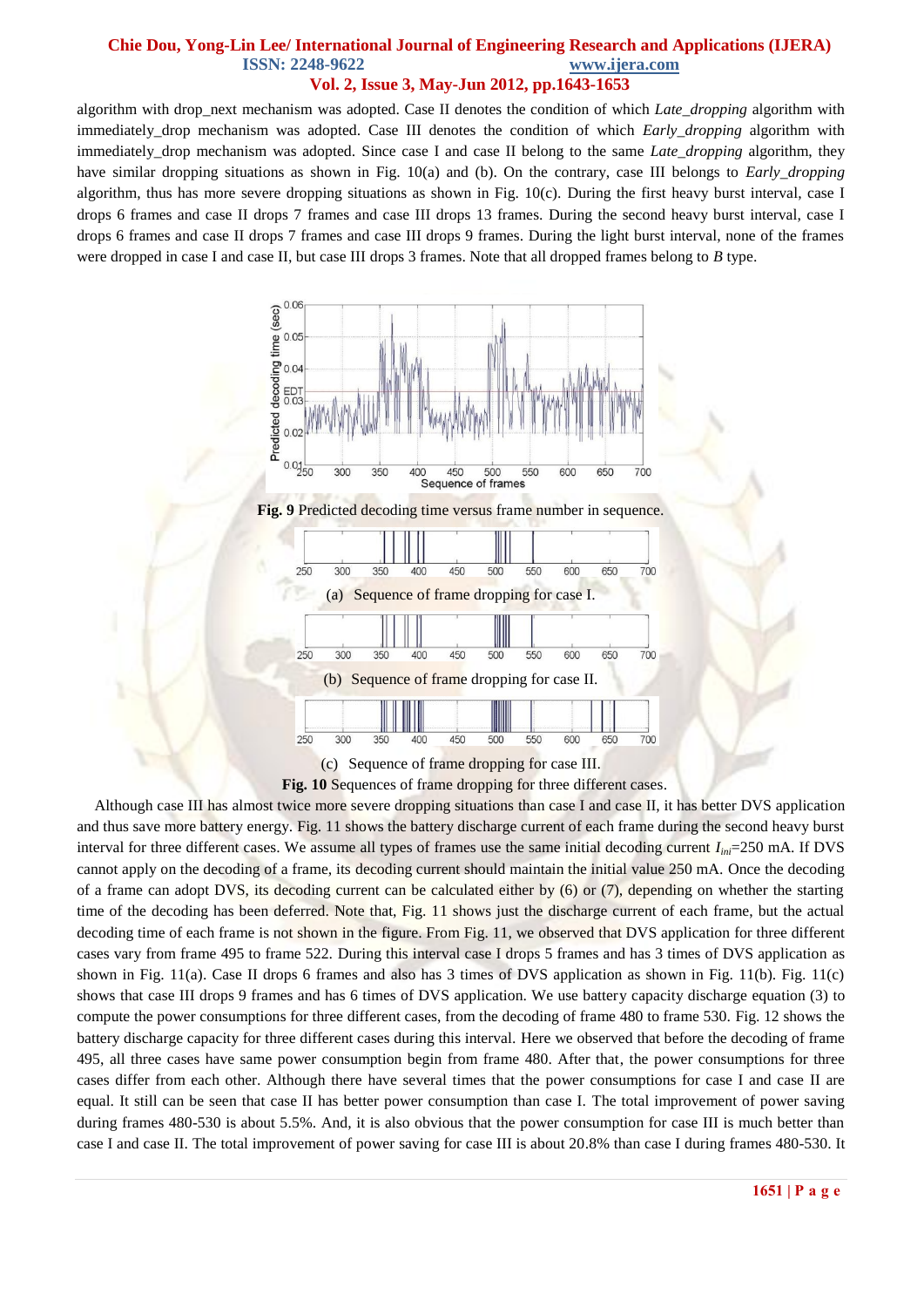algorithm with drop_next mechanism was adopted. Case II denotes the condition of which *Late_dropping* algorithm with immediately_drop mechanism was adopted. Case III denotes the condition of which *Early_dropping* algorithm with immediately_drop mechanism was adopted. Since case I and case II belong to the same *Late_dropping* algorithm, they have similar dropping situations as shown in Fig. 10(a) and (b). On the contrary, case III belongs to *Early_dropping* algorithm, thus has more severe dropping situations as shown in Fig. 10(c). During the first heavy burst interval, case I drops 6 frames and case II drops 7 frames and case III drops 13 frames. During the second heavy burst interval, case I drops 6 frames and case II drops 7 frames and case III drops 9 frames. During the light burst interval, none of the frames were dropped in case I and case II, but case III drops 3 frames. Note that all dropped frames belong to *B* type.

**Fig. 9** Predicted decoding time versus frame number in sequence.

(a) Sequence of frame dropping for case I.

(b) Sequence of frame dropping for case II.

(c) Sequence of frame dropping for case III.

**Fig. 10** Sequences of frame dropping for three different cases.

Although case III has almost twice more severe dropping situations than case I and case II, it has better DVS application and thus save more battery energy. Fig. 11 shows the battery discharge current of each frame during the second heavy burst interval for three different cases. We assume all types of frames use the same initial decoding current $I_{ini}$=250 mA. If DVS cannot apply on the decoding of a frame, its decoding current should maintain the initial value 250 mA. Once the decoding of a frame can adopt DVS, its decoding current can be calculated either by (6) or (7), depending on whether the starting time of the decoding has been deferred. Note that, Fig. 11 shows just the discharge current of each frame, but the actual decoding time of each frame is not shown in the figure. From Fig. 11, we observed that DVS application for three different cases vary from frame 495 to frame 522. During this interval case I drops 5 frames and has 3 times of DVS application as shown in Fig. 11(a). Case II drops 6 frames and also has 3 times of DVS application as shown in Fig. 11(b). Fig. 11(c) shows that case III drops 9 frames and has 6 times of DVS application. We use battery capacity discharge equation (3) to compute the power consumptions for three different cases, from the decoding of frame 480 to frame 530. Fig. 12 shows the battery discharge capacity for three different cases during this interval. Here we observed that before the decoding of frame 495, all three cases have same power consumption begin from frame 480. After that, the power consumptions for three cases differ from each other. Although there have several times that the power consumptions for case I and case II are equal. It still can be seen that case II has better power consumption than case I. The total improvement of power saving during frames 480-530 is about 5.5%. And, it is also obvious that the power consumption for case III is much better than case I and case II. The total improvement of power saving for case III is about 20.8% than case I during frames 480-530. It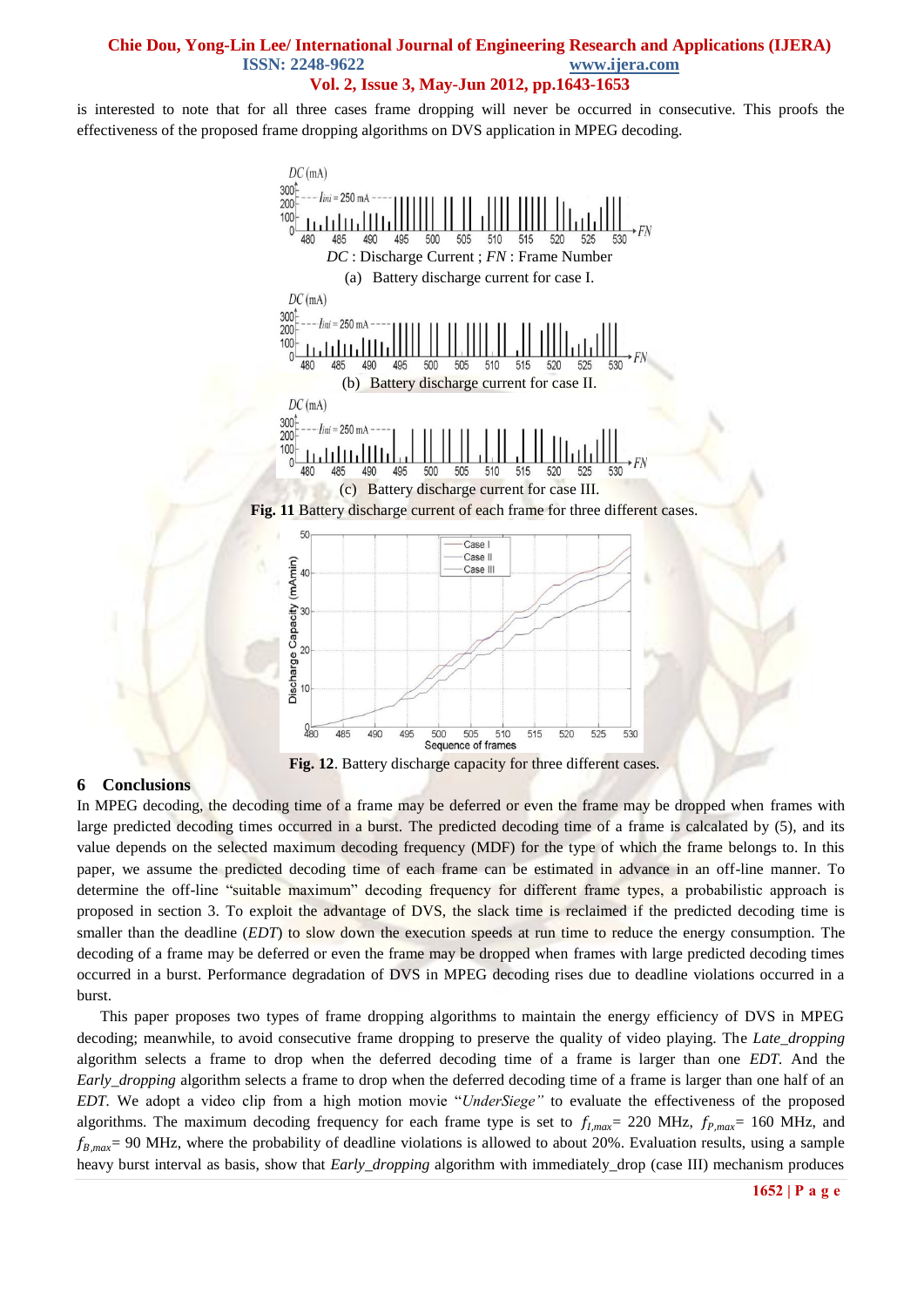is interested to note that for all three cases frame dropping will never be occurred in consecutive. This proofs the effectiveness of the proposed frame dropping algorithms on DVS application in MPEG decoding.

$DC$ : Discharge Current ; $FN$ : Frame Number

(a) Battery discharge current for case I.

(b) Battery discharge current for case II.

(c) Battery discharge current for case III.

**Fig. 11** Battery discharge current of each frame for three different cases.

**Fig. 12**. Battery discharge capacity for three different cases.

## 6 Conclusions

In MPEG decoding, the decoding time of a frame may be deferred or even the frame may be dropped when frames with large predicted decoding times occurred in a burst. The predicted decoding time of a frame is calcalated by (5), and its value depends on the selected maximum decoding frequency (MDF) for the type of which the frame belongs to. In this paper, we assume the predicted decoding time of each frame can be estimated in advance in an off-line manner. To determine the off-line "suitable maximum" decoding frequency for different frame types, a probabilistic approach is proposed in section 3. To exploit the advantage of DVS, the slack time is reclaimed if the predicted decoding time is smaller than the deadline (*EDT*) to slow down the execution speeds at run time to reduce the energy consumption. The decoding of a frame may be deferred or even the frame may be dropped when frames with large predicted decoding times occurred in a burst. Performance degradation of DVS in MPEG decoding rises due to deadline violations occurred in a burst.

This paper proposes two types of frame dropping algorithms to maintain the energy efficiency of DVS in MPEG decoding; meanwhile, to avoid consecutive frame dropping to preserve the quality of video playing. The *Late_dropping* algorithm selects a frame to drop when the deferred decoding time of a frame is larger than one *EDT*. And the *Early_dropping* algorithm selects a frame to drop when the deferred decoding time of a frame is larger than one half of an *EDT*. We adopt a video clip from a high motion movie "*UnderSiege"* to evaluate the effectiveness of the proposed algorithms. The maximum decoding frequency for each frame type is set to $f_{I,max}$= 220 MHz, $f_{P,max}$= 160 MHz, and $f_{B,max}$= 90 MHz, where the probability of deadline violations is allowed to about 20%. Evaluation results, using a sample heavy burst interval as basis, show that *Early_dropping* algorithm with immediately_drop (case III) mechanism produces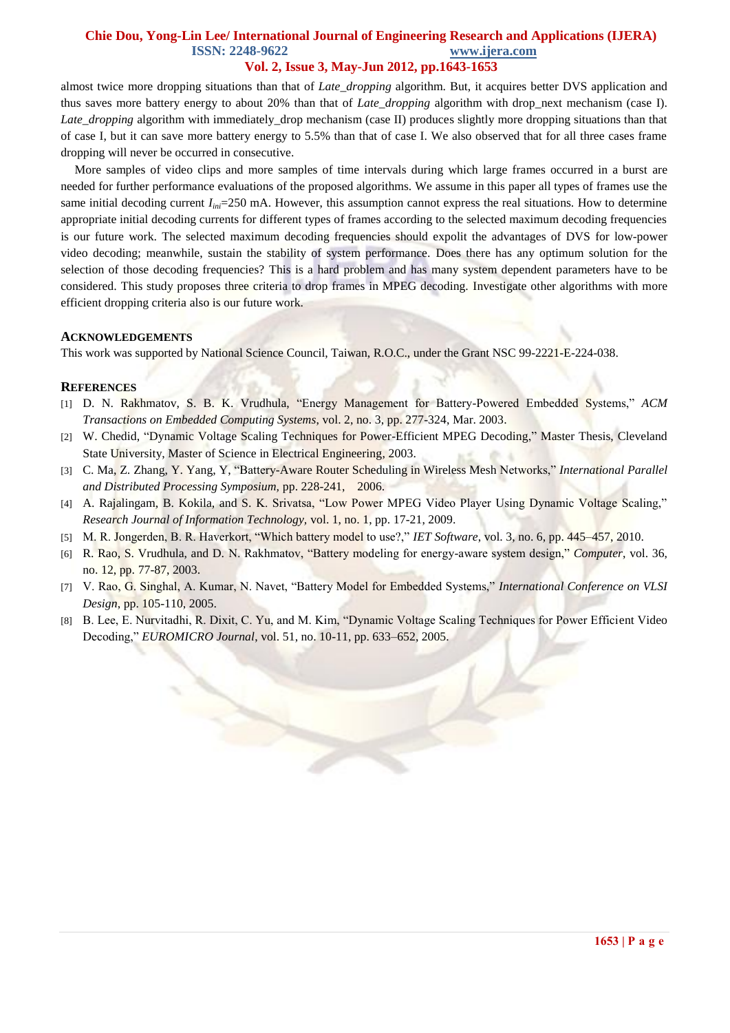almost twice more dropping situations than that of *Late_dropping* algorithm. But, it acquires better DVS application and thus saves more battery energy to about 20% than that of *Late_dropping* algorithm with drop_next mechanism (case I). *Late_dropping* algorithm with immediately_drop mechanism (case II) produces slightly more dropping situations than that of case I, but it can save more battery energy to 5.5% than that of case I. We also observed that for all three cases frame dropping will never be occurred in consecutive.

More samples of video clips and more samples of time intervals during which large frames occurred in a burst are needed for further performance evaluations of the proposed algorithms. We assume in this paper all types of frames use the same initial decoding current $I_{ini}$=250 mA. However, this assumption cannot express the real situations. How to determine appropriate initial decoding currents for different types of frames according to the selected maximum decoding frequencies is our future work. The selected maximum decoding frequencies should exploit the advantages of DVS for low-power video decoding; meanwhile, sustain the stability of system performance. Does there has any optimum solution for the selection of those decoding frequencies? This is a hard problem and has many system dependent parameters have to be considered. This study proposes three criteria to drop frames in MPEG decoding. Investigate other algorithms with more efficient dropping criteria also is our future work.

## ACKNOWLEDGEMENTS

This work was supported by National Science Council, Taiwan, R.O.C., under the Grant NSC 99-2221-E-224-038.

## REFERENCES

[1] D. N. Rakhmatov, S. B. K. Vrudhula, "Energy Management for Battery-Powered Embedded Systems," *ACM Transactions on Embedded Computing Systems*, vol. 2, no. 3, pp. 277-324, Mar. 2003.

[2] W. Chedid, "Dynamic Voltage Scaling Techniques for Power-Efficient MPEG Decoding," Master Thesis, Cleveland State University, Master of Science in Electrical Engineering, 2003.

[3] C. Ma, Z. Zhang, Y. Yang, Y, "Battery-Aware Router Scheduling in Wireless Mesh Networks," *International Parallel and Distributed Processing Symposium*, pp. 228-241, 2006.

[4] A. Rajalingam, B. Kokila, and S. K. Srivatsa, "Low Power MPEG Video Player Using Dynamic Voltage Scaling," *Research Journal of Information Technology*, vol. 1, no. 1, pp. 17-21, 2009.

[5] M. R. Jongerden, B. R. Haverkort, "Which battery model to use?," *IET Software*, vol. 3, no. 6, pp. 445–457, 2010.

[6] R. Rao, S. Vrudhula, and D. N. Rakhmatov, "Battery modeling for energy-aware system design," *Computer*, vol. 36, no. 12, pp. 77-87, 2003.

[7] V. Rao, G. Singhal, A. Kumar, N. Navet, "Battery Model for Embedded Systems," *International Conference on VLSI Design*, pp. 105-110, 2005.

[8] B. Lee, E. Nurvitadhi, R. Dixit, C. Yu, and M. Kim, "Dynamic Voltage Scaling Techniques for Power Efficient Video Decoding," *EUROMICRO Journal*, vol. 51, no. 10-11, pp. 633–652, 2005.